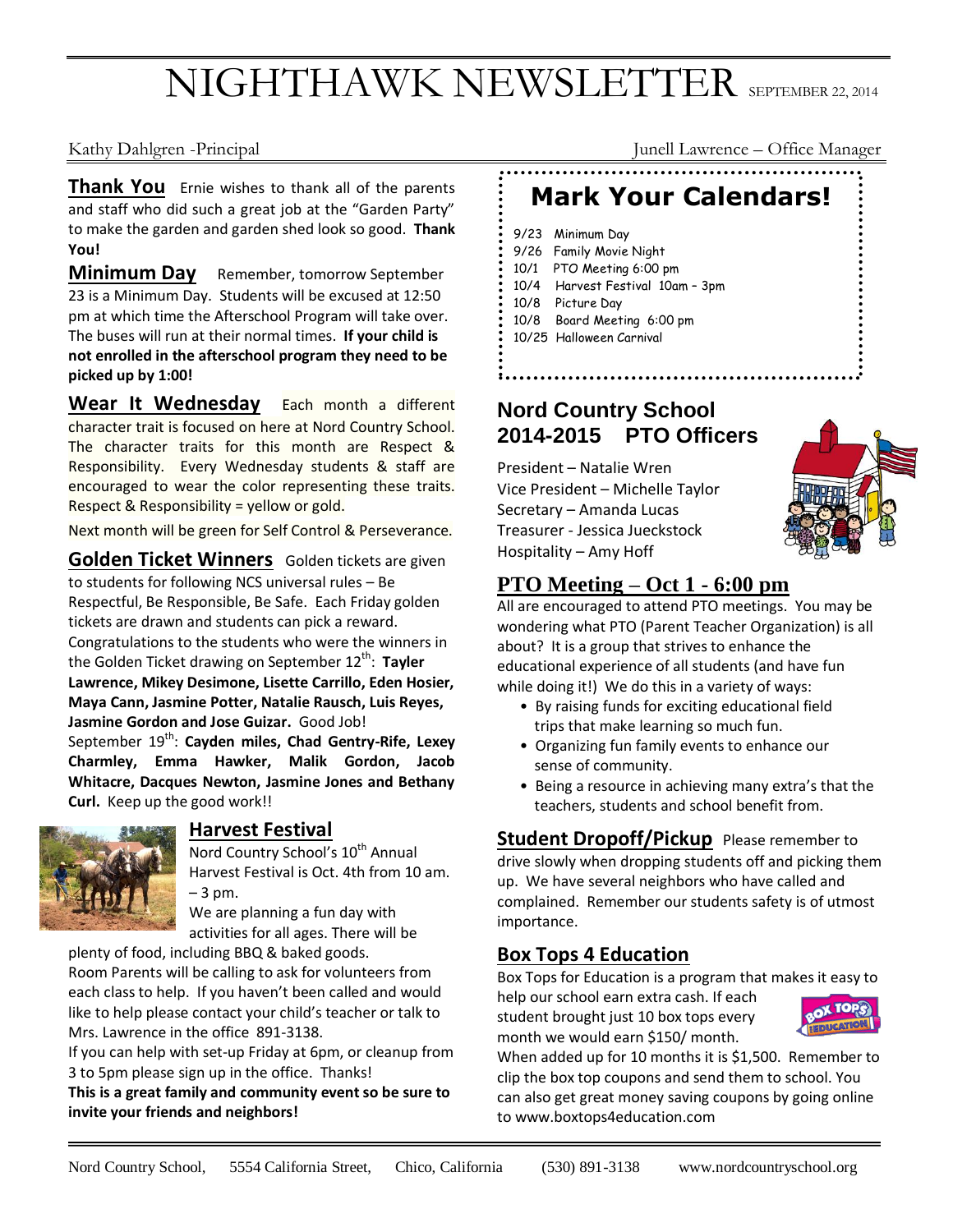# NIGHTHAWK NEWSLETTER SEPTEMBER 22, 2014

Kathy Dahlgren -Principal

Junell Lawrence – Office Manager

**Thank You** Ernie wishes to thank all of the parents and staff who did such a great job at the "Garden Party" to make the garden and garden shed look so good. **Thank You!**

**Minimum Day** Remember, tomorrow September 23 is a Minimum Day. Students will be excused at 12:50 pm at which time the Afterschool Program will take over. The buses will run at their normal times. **If your child is not enrolled in the afterschool program they need to be picked up by 1:00!**

**Wear It Wednesday** Each month a different character trait is focused on here at Nord Country School. The character traits for this month are Respect & Responsibility. Every Wednesday students & staff are encouraged to wear the color representing these traits. Respect & Responsibility = yellow or gold.

Next month will be green for Self Control & Perseverance.

**Golden Ticket Winners** Golden tickets are given to students for following NCS universal rules – Be Respectful, Be Responsible, Be Safe. Each Friday golden tickets are drawn and students can pick a reward. Congratulations to the students who were the winners in the Golden Ticket drawing on September 12th: **Tayler Lawrence, Mikey Desimone, Lisette Carrillo, Eden Hosier, Maya Cann, Jasmine Potter, Natalie Rausch, Luis Reyes, Jasmine Gordon and Jose Guizar.** Good Job!
September 19th: **Cayden miles, Chad Gentry-Rife, Lexey Charmley, Emma Hawker, Malik Gordon, Jacob Whitacre, Dacques Newton, Jasmine Jones and Bethany Curl.** Keep up the good work!!

**Harvest Festival**

Nord Country School's 10th Annual Harvest Festival is Oct. 4th from 10 am. – 3 pm.

We are planning a fun day with activities for all ages. There will be plenty of food, including BBQ & baked goods.

Room Parents will be calling to ask for volunteers from each class to help. If you haven't been called and would like to help please contact your child's teacher or talk to Mrs. Lawrence in the office 891-3138.

If you can help with set-up Friday at 6pm, or cleanup from 3 to 5pm please sign up in the office. Thanks!

**This is a great family and community event so be sure to invite your friends and neighbors!**

## Mark Your Calendars!

9/23 Minimum Day
9/26 Family Movie Night
10/1 PTO Meeting 6:00 pm
10/4 Harvest Festival 10am – 3pm
10/8 Picture Day
10/8 Board Meeting 6:00 pm
10/25 Halloween Carnival

## Nord Country School 2014-2015 PTO Officers

President – Natalie Wren
Vice President – Michelle Taylor
Secretary – Amanda Lucas
Treasurer - Jessica Jueckstock
Hospitality – Amy Hoff

**PTO Meeting – Oct 1 - 6:00 pm**

All are encouraged to attend PTO meetings. You may be wondering what PTO (Parent Teacher Organization) is all about? It is a group that strives to enhance the educational experience of all students (and have fun while doing it!) We do this in a variety of ways:

- By raising funds for exciting educational field trips that make learning so much fun.
- Organizing fun family events to enhance our sense of community.
- Being a resource in achieving many extra's that the teachers, students and school benefit from.

**Student Dropoff/Pickup** Please remember to drive slowly when dropping students off and picking them up. We have several neighbors who have called and complained. Remember our students safety is of utmost importance.

**Box Tops 4 Education**

Box Tops for Education is a program that makes it easy to help our school earn extra cash. If each student brought just 10 box tops every month we would earn $150/ month.

When added up for 10 months it is $1,500. Remember to clip the box top coupons and send them to school. You can also get great money saving coupons by going online to www.boxtops4education.com

Nord Country School, 5554 California Street, Chico, California (530) 891-3138 www.nordcountryschool.org